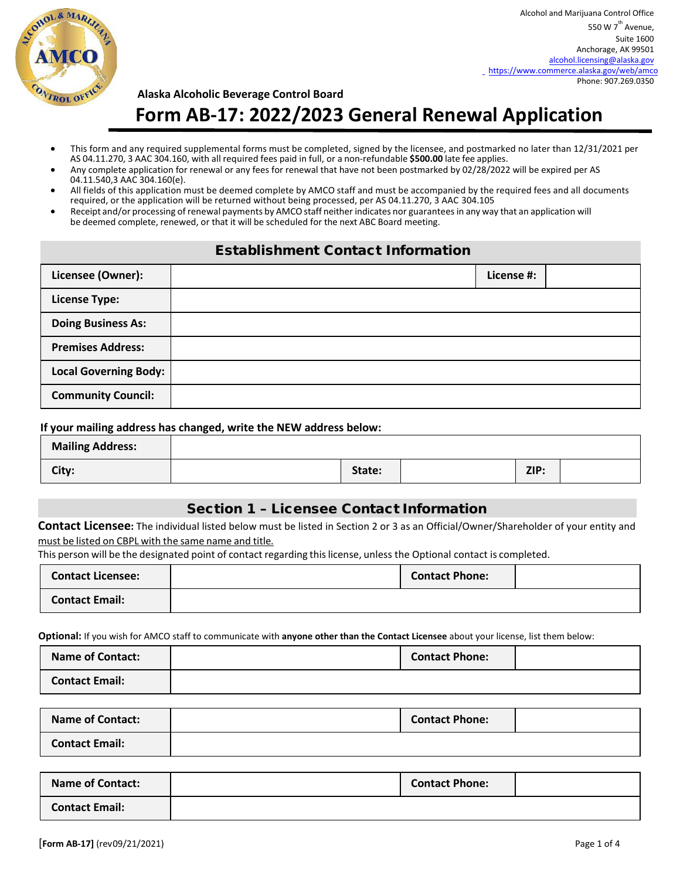Alcohol and Marijuana Control Office
550 W 7th Avenue,
Suite 1600
Anchorage, AK 99501
alcohol.licensing@alaska.gov
https://www.commerce.alaska.gov/web/amco
Phone: 907.269.0350

**Alaska Alcoholic Beverage Control Board**

# Form AB-17: 2022/2023 General Renewal Application

- This form and any required supplemental forms must be completed, signed by the licensee, and postmarked no later than 12/31/2021 per AS 04.11.270, 3 AAC 304.160, with all required fees paid in full, or a non-refundable **$500.00** late fee applies.
- Any complete application for renewal or any fees for renewal that have not been postmarked by 02/28/2022 will be expired per AS 04.11.540,3 AAC 304.160(e).
- All fields of this application must be deemed complete by AMCO staff and must be accompanied by the required fees and all documents required, or the application will be returned without being processed, per AS 04.11.270, 3 AAC 304.105
- Receipt and/or processing of renewal payments by AMCO staff neither indicates nor guarantees in any way that an application will be deemed complete, renewed, or that it will be scheduled for the next ABC Board meeting.

## Establishment Contact Information

| | | | |
|---|---|---|---|
| **Licensee (Owner):** | | **License #:** | |
| **License Type:** | | | |
| **Doing Business As:** | | | |
| **Premises Address:** | | | |
| **Local Governing Body:** | | | |
| **Community Council:** | | | |

**If your mailing address has changed, write the NEW address below:**

| | | | | | |
|---|---|---|---|---|---|
| **Mailing Address:** | | | | | |
| **City:** | | **State:** | | **ZIP:** | |

## Section 1 – Licensee Contact Information

**Contact Licensee:** The individual listed below must be listed in Section 2 or 3 as an Official/Owner/Shareholder of your entity and must be listed on CBPL with the same name and title.
This person will be the designated point of contact regarding this license, unless the Optional contact is completed.

| | | | |
|---|---|---|---|
| **Contact Licensee:** | | **Contact Phone:** | |
| **Contact Email:** | | | |

**Optional:** If you wish for AMCO staff to communicate with **anyone other than the Contact Licensee** about your license, list them below:

| | | | |
|---|---|---|---|
| **Name of Contact:** | | **Contact Phone:** | |
| **Contact Email:** | | | |

| | | | |
|---|---|---|---|
| **Name of Contact:** | | **Contact Phone:** | |
| **Contact Email:** | | | |

| | | | |
|---|---|---|---|
| **Name of Contact:** | | **Contact Phone:** | |
| **Contact Email:** | | | |

[**Form AB-17]** (rev09/21/2021)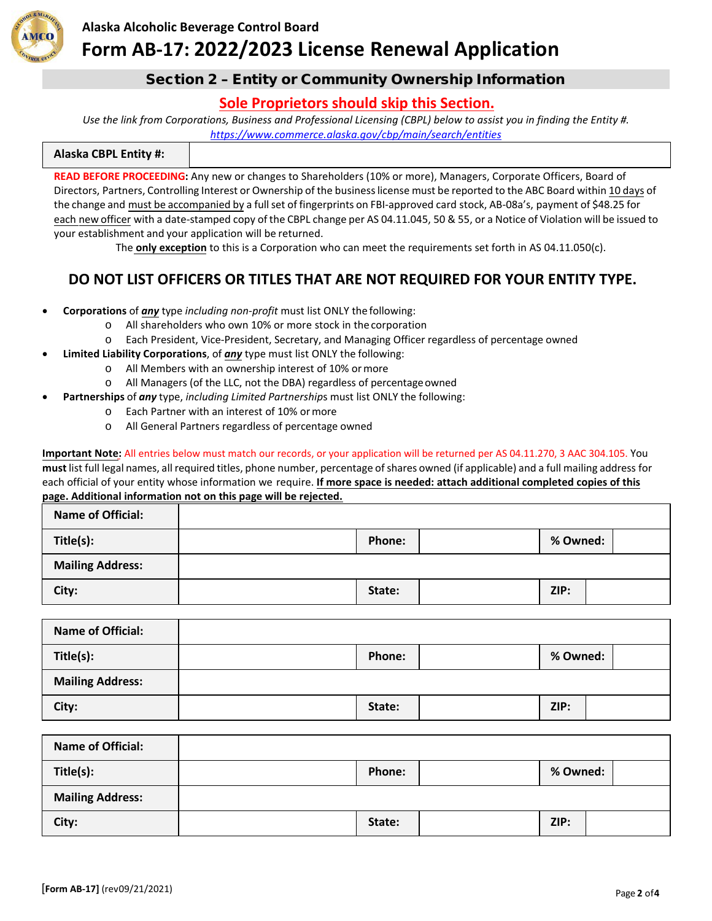Alaska Alcoholic Beverage Control Board

# Form AB-17: 2022/2023 License Renewal Application

## Section 2 – Entity or Community Ownership Information

**Sole Proprietors should skip this Section.**

*Use the link from Corporations, Business and Professional Licensing (CBPL) below to assist you in finding the Entity #.*
*https://www.commerce.alaska.gov/cbp/main/search/entities*

| **Alaska CBPL Entity #:** | |
|---|---|

**READ BEFORE PROCEEDING:** Any new or changes to Shareholders (10% or more), Managers, Corporate Officers, Board of Directors, Partners, Controlling Interest or Ownership of the business license must be reported to the ABC Board within 10 days of the change and must be accompanied by a full set of fingerprints on FBI-approved card stock, AB-08a's, payment of $48.25 for each new officer with a date-stamped copy of the CBPL change per AS 04.11.045, 50 & 55, or a Notice of Violation will be issued to your establishment and your application will be returned.

The **only exception** to this is a Corporation who can meet the requirements set forth in AS 04.11.050(c).

## DO NOT LIST OFFICERS OR TITLES THAT ARE NOT REQUIRED FOR YOUR ENTITY TYPE.

- **Corporations** of ***any*** type *including non-profit* must list ONLY the following:
  - All shareholders who own 10% or more stock in the corporation
  - Each President, Vice-President, Secretary, and Managing Officer regardless of percentage owned
- **Limited Liability Corporations**, of ***any*** type must list ONLY the following:
  - All Members with an ownership interest of 10% or more
  - All Managers (of the LLC, not the DBA) regardless of percentage owned
- **Partnerships** of ***any*** type, *including Limited Partnerships* must list ONLY the following:
  - Each Partner with an interest of 10% or more
  - All General Partners regardless of percentage owned

**Important Note:** All entries below must match our records, or your application will be returned per AS 04.11.270, 3 AAC 304.105. You **must** list full legal names, all required titles, phone number, percentage of shares owned (if applicable) and a full mailing address for each official of your entity whose information we require. **If more space is needed: attach additional completed copies of this page. Additional information not on this page will be rejected.**

| **Name of Official:** | | | | | |
|---|---|---|---|---|---|
| **Title(s):** | | **Phone:** | | **% Owned:** | |
| **Mailing Address:** | | | | | |
| **City:** | | **State:** | | **ZIP:** | |

| **Name of Official:** | | | | | |
|---|---|---|---|---|---|
| **Title(s):** | | **Phone:** | | **% Owned:** | |
| **Mailing Address:** | | | | | |
| **City:** | | **State:** | | **ZIP:** | |

| **Name of Official:** | | | | | |
|---|---|---|---|---|---|
| **Title(s):** | | **Phone:** | | **% Owned:** | |
| **Mailing Address:** | | | | | |
| **City:** | | **State:** | | **ZIP:** | |

[Form AB-17] (rev09/21/2021)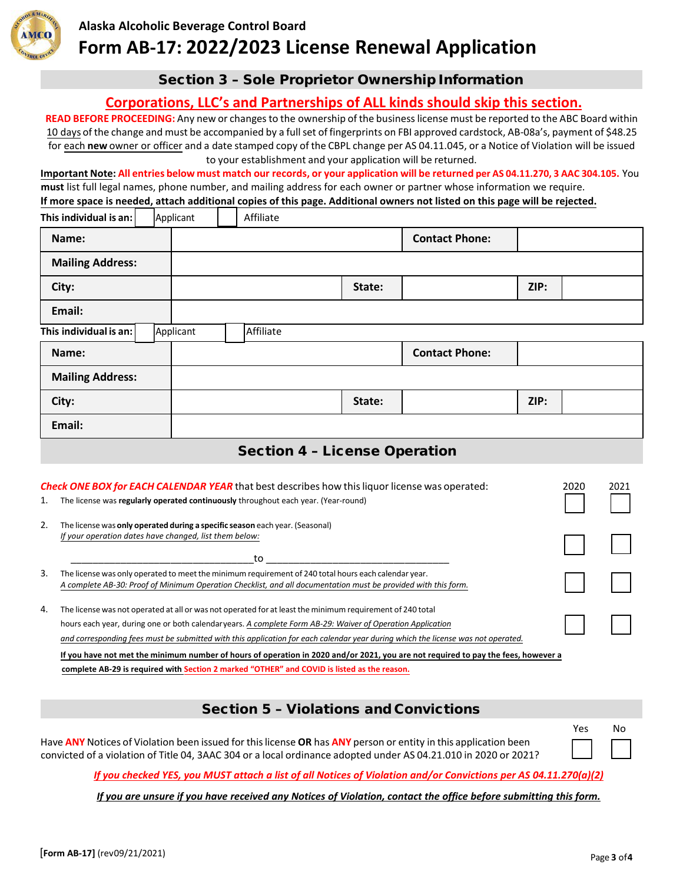Alaska Alcoholic Beverage Control Board

# Form AB-17: 2022/2023 License Renewal Application

## Section 3 – Sole Proprietor Ownership Information

**Corporations, LLC's and Partnerships of ALL kinds should skip this section.**

**READ BEFORE PROCEEDING:** Any new or changes to the ownership of the business license must be reported to the ABC Board within 10 days of the change and must be accompanied by a full set of fingerprints on FBI approved cardstock, AB-08a's, payment of $48.25 for each **new** owner or officer and a date stamped copy of the CBPL change per AS 04.11.045, or a Notice of Violation will be issued to your establishment and your application will be returned.

**Important Note**: **All entries below must match our records, or your application will be returned per AS 04.11.270, 3 AAC 304.105.** You **must** list full legal names, phone number, and mailing address for each owner or partner whose information we require.

**If more space is needed, attach additional copies of this page. Additional owners not listed on this page will be rejected.**

**This individual is an:** ☐ Applicant ☐ Affiliate

| **Name:** | | **Contact Phone:** | | | |
|---|---|---|---|---|---|
| **Mailing Address:** | | | | | |
| **City:** | | **State:** | | **ZIP:** | |
| **Email:** | | | | | |

**This individual is an:** ☐ Applicant ☐ Affiliate

| **Name:** | | **Contact Phone:** | | | |
|---|---|---|---|---|---|
| **Mailing Address:** | | | | | |
| **City:** | | **State:** | | **ZIP:** | |
| **Email:** | | | | | |

## Section 4 – License Operation

***Check ONE BOX for EACH CALENDAR YEAR*** that best describes how this liquor license was operated:

| | | 2020 | 2021 |
|---|---|---|---|
| 1. | The license was **regularly operated continuously** throughout each year. (Year-round) | ☐ | ☐ |
| 2. | The license was **only operated during a specific season** each year. (Seasonal) *If your operation dates have changed, list them below:* ______________________ to ______________________ | ☐ | ☐ |
| 3. | The license was only operated to meet the minimum requirement of 240 total hours each calendar year. *A complete AB-30: Proof of Minimum Operation Checklist, and all documentation must be provided with this form.* | ☐ | ☐ |
| 4. | The license was not operated at all or was not operated for at least the minimum requirement of 240 total hours each year, during one or both calendar years. *A complete Form AB-29: Waiver of Operation Application and corresponding fees must be submitted with this application for each calendar year during which the license was not operated.* | ☐ | ☐ |

**If you have not met the minimum number of hours of operation in 2020 and/or 2021, you are not required to pay the fees, however a complete AB-29 is required with Section 2 marked "OTHER" and COVID is listed as the reason.**

## Section 5 – Violations and Convictions

| | Yes | No |
|---|---|---|
| Have **ANY** Notices of Violation been issued for this license **OR** has **ANY** person or entity in this application been convicted of a violation of Title 04, 3AAC 304 or a local ordinance adopted under AS 04.21.010 in 2020 or 2021? | ☐ | ☐ |

***If you checked YES, you MUST attach a list of all Notices of Violation and/or Convictions per AS 04.11.270(a)(2)***

***If you are unsure if you have received any Notices of Violation, contact the office before submitting this form.***

**[Form AB-17]** (rev09/21/2021)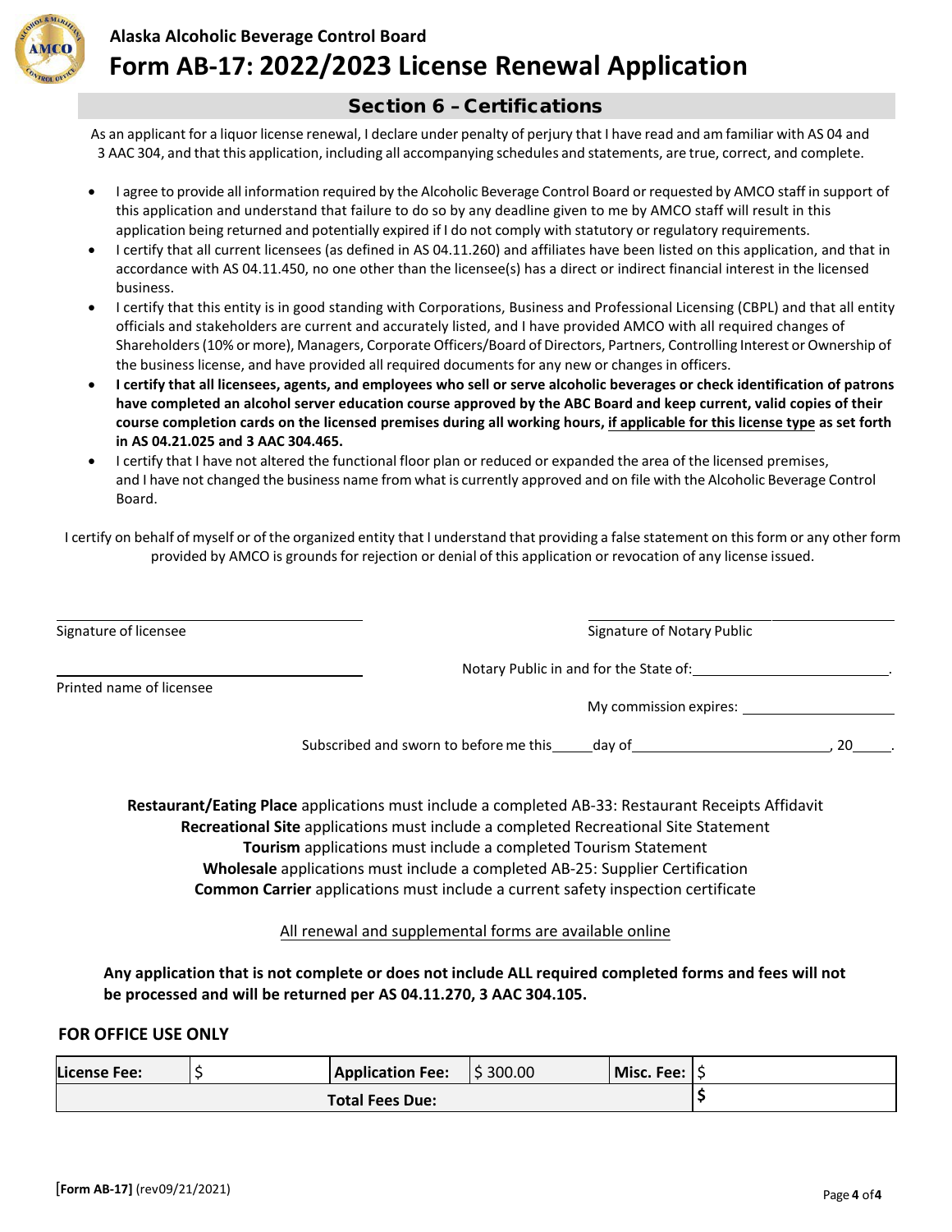# Alaska Alcoholic Beverage Control Board

# Form AB-17: 2022/2023 License Renewal Application

## Section 6 – Certifications

As an applicant for a liquor license renewal, I declare under penalty of perjury that I have read and am familiar with AS 04 and 3 AAC 304, and that this application, including all accompanying schedules and statements, are true, correct, and complete.

- I agree to provide all information required by the Alcoholic Beverage Control Board or requested by AMCO staff in support of this application and understand that failure to do so by any deadline given to me by AMCO staff will result in this application being returned and potentially expired if I do not comply with statutory or regulatory requirements.
- I certify that all current licensees (as defined in AS 04.11.260) and affiliates have been listed on this application, and that in accordance with AS 04.11.450, no one other than the licensee(s) has a direct or indirect financial interest in the licensed business.
- I certify that this entity is in good standing with Corporations, Business and Professional Licensing (CBPL) and that all entity officials and stakeholders are current and accurately listed, and I have provided AMCO with all required changes of Shareholders (10% or more), Managers, Corporate Officers/Board of Directors, Partners, Controlling Interest or Ownership of the business license, and have provided all required documents for any new or changes in officers.
- **I certify that all licensees, agents, and employees who sell or serve alcoholic beverages or check identification of patrons have completed an alcohol server education course approved by the ABC Board and keep current, valid copies of their course completion cards on the licensed premises during all working hours, if applicable for this license type as set forth in AS 04.21.025 and 3 AAC 304.465.**
- I certify that I have not altered the functional floor plan or reduced or expanded the area of the licensed premises, and I have not changed the business name from what is currently approved and on file with the Alcoholic Beverage Control Board.

I certify on behalf of myself or of the organized entity that I understand that providing a false statement on this form or any other form provided by AMCO is grounds for rejection or denial of this application or revocation of any license issued.

_______________________________
Signature of licensee

_______________________________
Printed name of licensee

_______________________________
Signature of Notary Public

Notary Public in and for the State of: _______________.

My commission expires: _______________

Subscribed and sworn to before me this _____ day of _______________, 20_____.

**Restaurant/Eating Place** applications must include a completed AB-33: Restaurant Receipts Affidavit
**Recreational Site** applications must include a completed Recreational Site Statement
**Tourism** applications must include a completed Tourism Statement
**Wholesale** applications must include a completed AB-25: Supplier Certification
**Common Carrier** applications must include a current safety inspection certificate

All renewal and supplemental forms are available online

**Any application that is not complete or does not include ALL required completed forms and fees will not be processed and will be returned per AS 04.11.270, 3 AAC 304.105.**

### FOR OFFICE USE ONLY

| | | | | | |
|---|---|---|---|---|---|
| **License Fee:** | $ | **Application Fee:** | $ 300.00 | **Misc. Fee:** | $ |
| **Total Fees Due:** | | | | | **$** |

[Form AB-17] (rev09/21/2021)